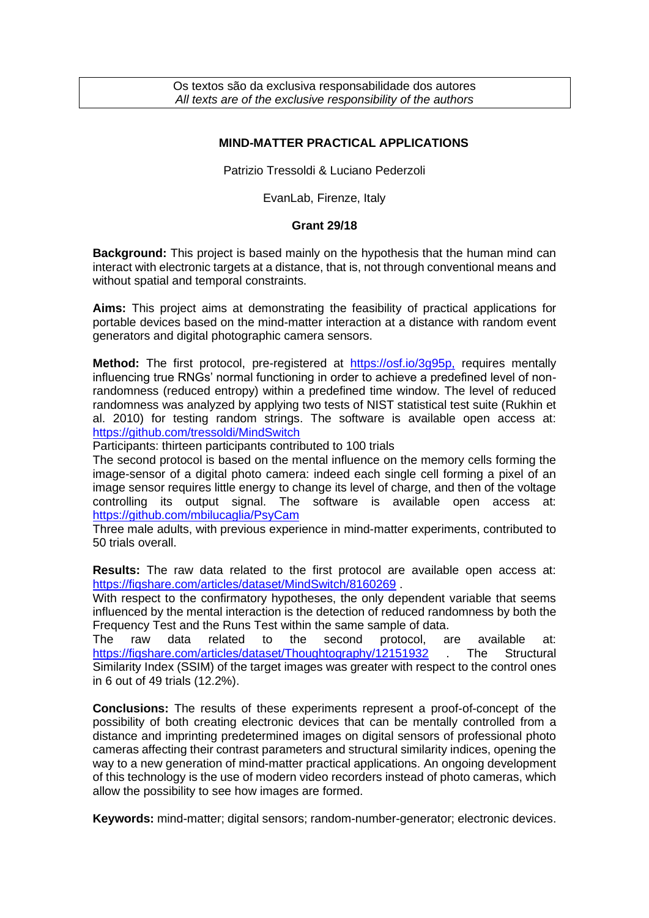Os textos são da exclusiva responsabilidade dos autores
*All texts are of the exclusive responsibility of the authors*

# MIND-MATTER PRACTICAL APPLICATIONS

Patrizio Tressoldi & Luciano Pederzoli

EvanLab, Firenze, Italy

**Grant 29/18**

**Background:** This project is based mainly on the hypothesis that the human mind can interact with electronic targets at a distance, that is, not through conventional means and without spatial and temporal constraints.

**Aims:** This project aims at demonstrating the feasibility of practical applications for portable devices based on the mind-matter interaction at a distance with random event generators and digital photographic camera sensors.

**Method:** The first protocol, pre-registered at https://osf.io/3g95p, requires mentally influencing true RNGs' normal functioning in order to achieve a predefined level of non-randomness (reduced entropy) within a predefined time window. The level of reduced randomness was analyzed by applying two tests of NIST statistical test suite (Rukhin et al. 2010) for testing random strings. The software is available open access at: https://github.com/tressoldi/MindSwitch

Participants: thirteen participants contributed to 100 trials

The second protocol is based on the mental influence on the memory cells forming the image-sensor of a digital photo camera: indeed each single cell forming a pixel of an image sensor requires little energy to change its level of charge, and then of the voltage controlling its output signal. The software is available open access at: https://github.com/mbilucaglia/PsyCam

Three male adults, with previous experience in mind-matter experiments, contributed to 50 trials overall.

**Results:** The raw data related to the first protocol are available open access at: https://figshare.com/articles/dataset/MindSwitch/8160269 .

With respect to the confirmatory hypotheses, the only dependent variable that seems influenced by the mental interaction is the detection of reduced randomness by both the Frequency Test and the Runs Test within the same sample of data.

The raw data related to the second protocol, are available at: https://figshare.com/articles/dataset/Thoughtography/12151932 . The Structural Similarity Index (SSIM) of the target images was greater with respect to the control ones in 6 out of 49 trials (12.2%).

**Conclusions:** The results of these experiments represent a proof-of-concept of the possibility of both creating electronic devices that can be mentally controlled from a distance and imprinting predetermined images on digital sensors of professional photo cameras affecting their contrast parameters and structural similarity indices, opening the way to a new generation of mind-matter practical applications. An ongoing development of this technology is the use of modern video recorders instead of photo cameras, which allow the possibility to see how images are formed.

**Keywords:** mind-matter; digital sensors; random-number-generator; electronic devices.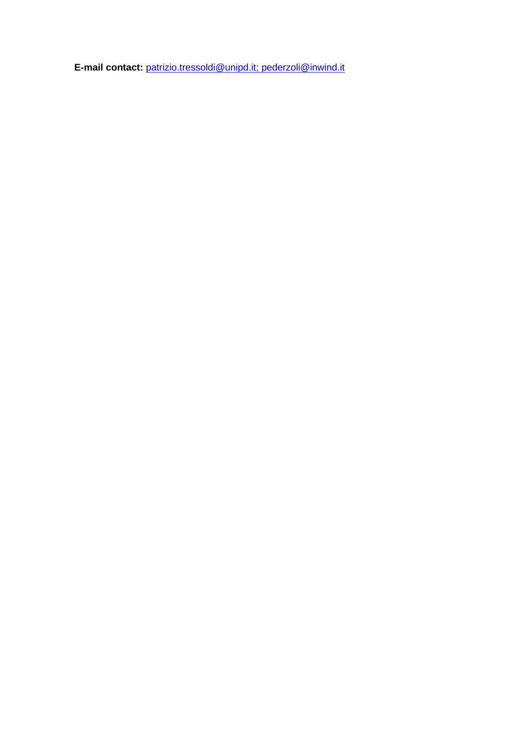**E-mail contact:** patrizio.tressoldi@unipd.it; pederzoli@inwind.it